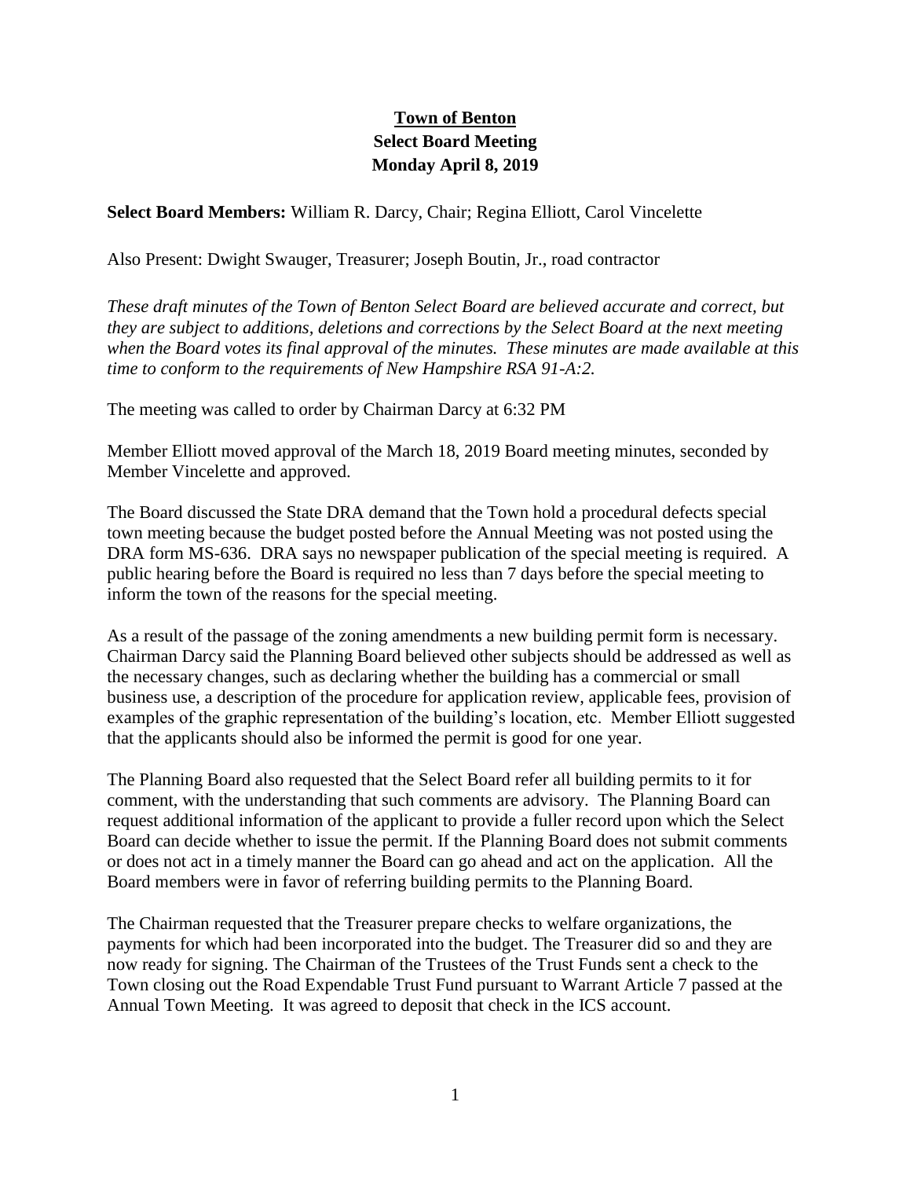# Town of Benton
## Select Board Meeting
## Monday April 8, 2019

**Select Board Members:** William R. Darcy, Chair; Regina Elliott, Carol Vincelette

Also Present: Dwight Swauger, Treasurer; Joseph Boutin, Jr., road contractor

*These draft minutes of the Town of Benton Select Board are believed accurate and correct, but they are subject to additions, deletions and corrections by the Select Board at the next meeting when the Board votes its final approval of the minutes. These minutes are made available at this time to conform to the requirements of New Hampshire RSA 91-A:2.*

The meeting was called to order by Chairman Darcy at 6:32 PM

Member Elliott moved approval of the March 18, 2019 Board meeting minutes, seconded by Member Vincelette and approved.

The Board discussed the State DRA demand that the Town hold a procedural defects special town meeting because the budget posted before the Annual Meeting was not posted using the DRA form MS-636. DRA says no newspaper publication of the special meeting is required. A public hearing before the Board is required no less than 7 days before the special meeting to inform the town of the reasons for the special meeting.

As a result of the passage of the zoning amendments a new building permit form is necessary. Chairman Darcy said the Planning Board believed other subjects should be addressed as well as the necessary changes, such as declaring whether the building has a commercial or small business use, a description of the procedure for application review, applicable fees, provision of examples of the graphic representation of the building's location, etc. Member Elliott suggested that the applicants should also be informed the permit is good for one year.

The Planning Board also requested that the Select Board refer all building permits to it for comment, with the understanding that such comments are advisory. The Planning Board can request additional information of the applicant to provide a fuller record upon which the Select Board can decide whether to issue the permit. If the Planning Board does not submit comments or does not act in a timely manner the Board can go ahead and act on the application. All the Board members were in favor of referring building permits to the Planning Board.

The Chairman requested that the Treasurer prepare checks to welfare organizations, the payments for which had been incorporated into the budget. The Treasurer did so and they are now ready for signing. The Chairman of the Trustees of the Trust Funds sent a check to the Town closing out the Road Expendable Trust Fund pursuant to Warrant Article 7 passed at the Annual Town Meeting. It was agreed to deposit that check in the ICS account.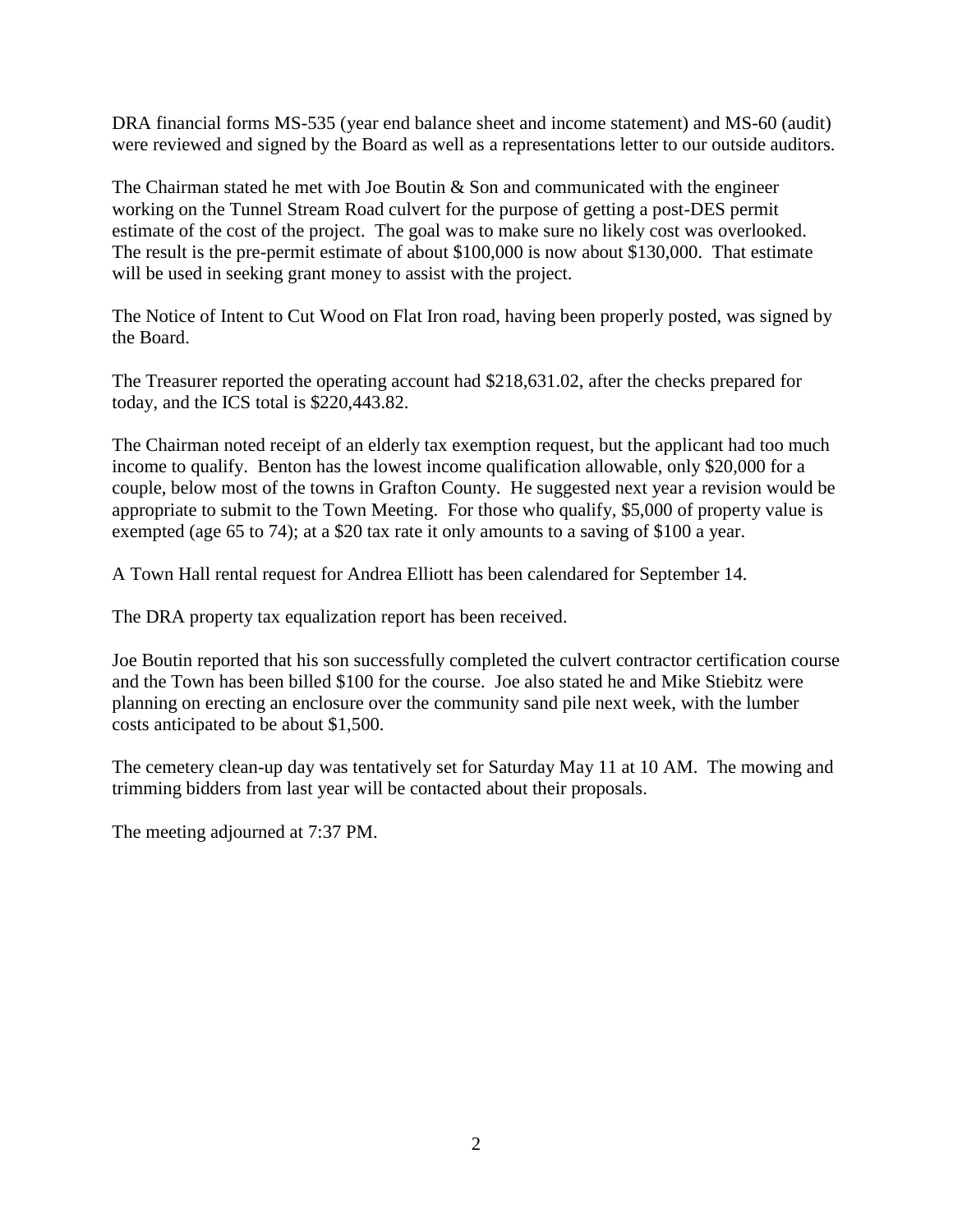DRA financial forms MS-535 (year end balance sheet and income statement) and MS-60 (audit) were reviewed and signed by the Board as well as a representations letter to our outside auditors.

The Chairman stated he met with Joe Boutin & Son and communicated with the engineer working on the Tunnel Stream Road culvert for the purpose of getting a post-DES permit estimate of the cost of the project. The goal was to make sure no likely cost was overlooked. The result is the pre-permit estimate of about $100,000 is now about $130,000. That estimate will be used in seeking grant money to assist with the project.

The Notice of Intent to Cut Wood on Flat Iron road, having been properly posted, was signed by the Board.

The Treasurer reported the operating account had $218,631.02, after the checks prepared for today, and the ICS total is $220,443.82.

The Chairman noted receipt of an elderly tax exemption request, but the applicant had too much income to qualify. Benton has the lowest income qualification allowable, only $20,000 for a couple, below most of the towns in Grafton County. He suggested next year a revision would be appropriate to submit to the Town Meeting. For those who qualify, $5,000 of property value is exempted (age 65 to 74); at a $20 tax rate it only amounts to a saving of $100 a year.

A Town Hall rental request for Andrea Elliott has been calendared for September 14.

The DRA property tax equalization report has been received.

Joe Boutin reported that his son successfully completed the culvert contractor certification course and the Town has been billed $100 for the course. Joe also stated he and Mike Stiebitz were planning on erecting an enclosure over the community sand pile next week, with the lumber costs anticipated to be about $1,500.

The cemetery clean-up day was tentatively set for Saturday May 11 at 10 AM. The mowing and trimming bidders from last year will be contacted about their proposals.

The meeting adjourned at 7:37 PM.